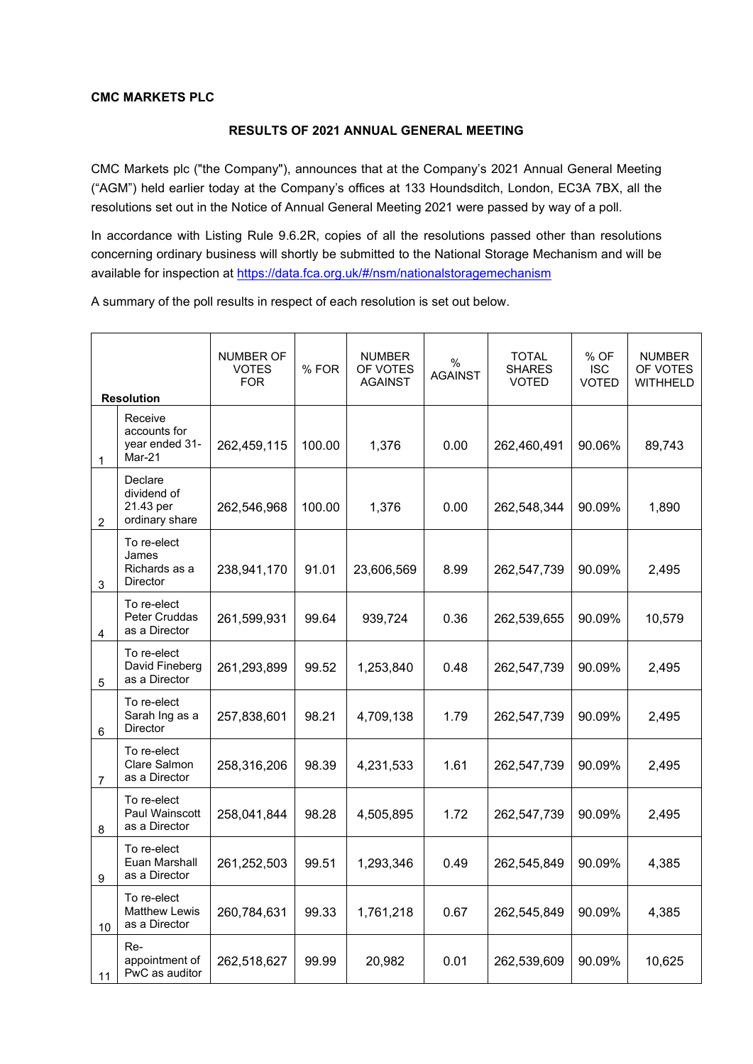**CMC MARKETS PLC**

**RESULTS OF 2021 ANNUAL GENERAL MEETING**

CMC Markets plc ("the Company"), announces that at the Company's 2021 Annual General Meeting ("AGM") held earlier today at the Company's offices at 133 Houndsditch, London, EC3A 7BX, all the resolutions set out in the Notice of Annual General Meeting 2021 were passed by way of a poll.

In accordance with Listing Rule 9.6.2R, copies of all the resolutions passed other than resolutions concerning ordinary business will shortly be submitted to the National Storage Mechanism and will be available for inspection at https://data.fca.org.uk/#/nsm/nationalstoragemechanism

A summary of the poll results in respect of each resolution is set out below.

| **Resolution** | | NUMBER OF VOTES FOR | % FOR | NUMBER OF VOTES AGAINST | % AGAINST | TOTAL SHARES VOTED | % OF ISC VOTED | NUMBER OF VOTES WITHHELD |
|---|---|---|---|---|---|---|---|---|
| 1 | Receive accounts for year ended 31-Mar-21 | 262,459,115 | 100.00 | 1,376 | 0.00 | 262,460,491 | 90.06% | 89,743 |
| 2 | Declare dividend of 21.43 per ordinary share | 262,546,968 | 100.00 | 1,376 | 0.00 | 262,548,344 | 90.09% | 1,890 |
| 3 | To re-elect James Richards as a Director | 238,941,170 | 91.01 | 23,606,569 | 8.99 | 262,547,739 | 90.09% | 2,495 |
| 4 | To re-elect Peter Cruddas as a Director | 261,599,931 | 99.64 | 939,724 | 0.36 | 262,539,655 | 90.09% | 10,579 |
| 5 | To re-elect David Fineberg as a Director | 261,293,899 | 99.52 | 1,253,840 | 0.48 | 262,547,739 | 90.09% | 2,495 |
| 6 | To re-elect Sarah Ing as a Director | 257,838,601 | 98.21 | 4,709,138 | 1.79 | 262,547,739 | 90.09% | 2,495 |
| 7 | To re-elect Clare Salmon as a Director | 258,316,206 | 98.39 | 4,231,533 | 1.61 | 262,547,739 | 90.09% | 2,495 |
| 8 | To re-elect Paul Wainscott as a Director | 258,041,844 | 98.28 | 4,505,895 | 1.72 | 262,547,739 | 90.09% | 2,495 |
| 9 | To re-elect Euan Marshall as a Director | 261,252,503 | 99.51 | 1,293,346 | 0.49 | 262,545,849 | 90.09% | 4,385 |
| 10 | To re-elect Matthew Lewis as a Director | 260,784,631 | 99.33 | 1,761,218 | 0.67 | 262,545,849 | 90.09% | 4,385 |
| 11 | Re-appointment of PwC as auditor | 262,518,627 | 99.99 | 20,982 | 0.01 | 262,539,609 | 90.09% | 10,625 |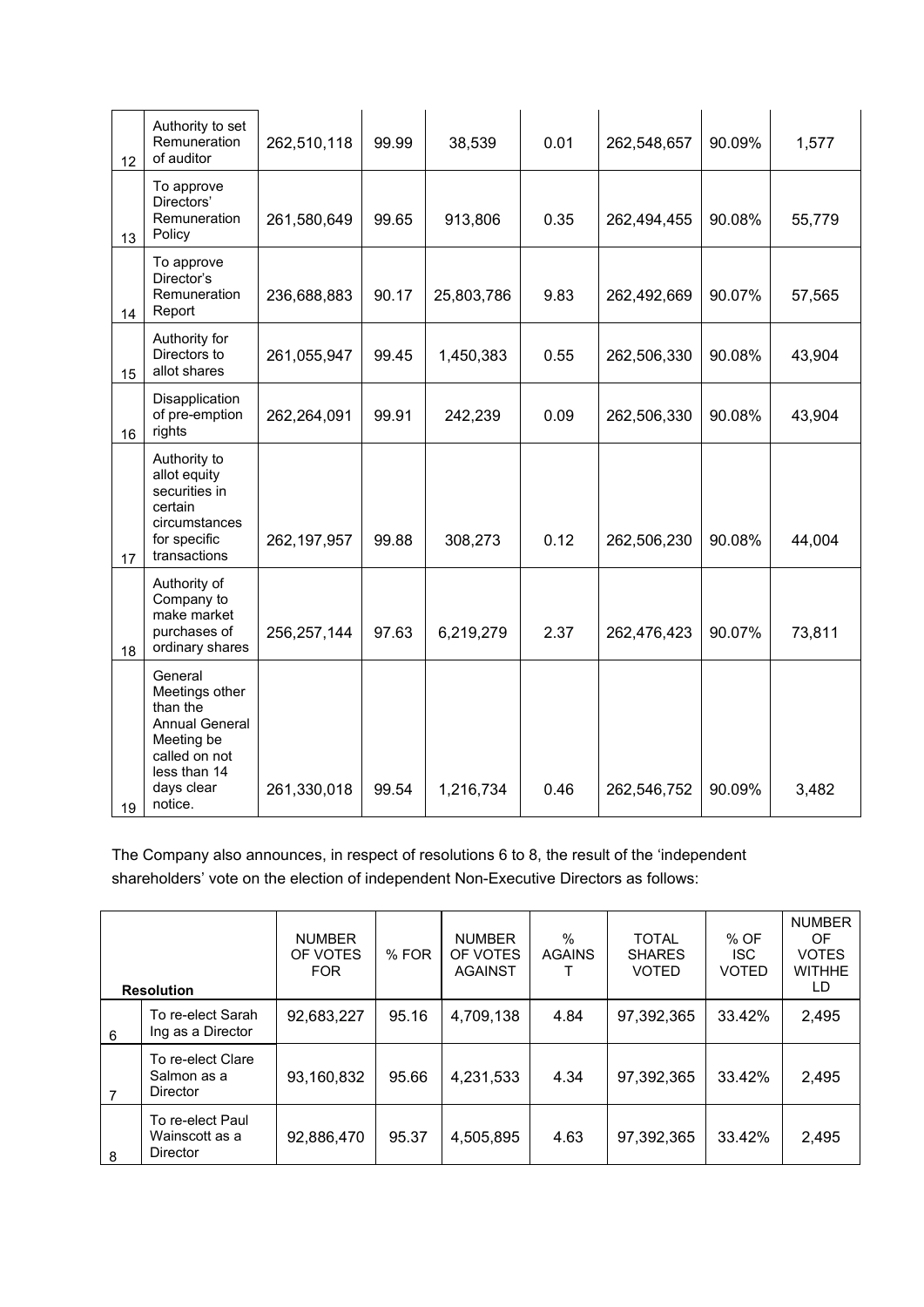| 12 | Authority to set Remuneration of auditor | 262,510,118 | 99.99 | 38,539 | 0.01 | 262,548,657 | 90.09% | 1,577 |
|---|---|---|---|---|---|---|---|---|
| 13 | To approve Directors' Remuneration Policy | 261,580,649 | 99.65 | 913,806 | 0.35 | 262,494,455 | 90.08% | 55,779 |
| 14 | To approve Director's Remuneration Report | 236,688,883 | 90.17 | 25,803,786 | 9.83 | 262,492,669 | 90.07% | 57,565 |
| 15 | Authority for Directors to allot shares | 261,055,947 | 99.45 | 1,450,383 | 0.55 | 262,506,330 | 90.08% | 43,904 |
| 16 | Disapplication of pre-emption rights | 262,264,091 | 99.91 | 242,239 | 0.09 | 262,506,330 | 90.08% | 43,904 |
| 17 | Authority to allot equity securities in certain circumstances for specific transactions | 262,197,957 | 99.88 | 308,273 | 0.12 | 262,506,230 | 90.08% | 44,004 |
| 18 | Authority of Company to make market purchases of ordinary shares | 256,257,144 | 97.63 | 6,219,279 | 2.37 | 262,476,423 | 90.07% | 73,811 |
| 19 | General Meetings other than the Annual General Meeting be called on not less than 14 days clear notice. | 261,330,018 | 99.54 | 1,216,734 | 0.46 | 262,546,752 | 90.09% | 3,482 |

The Company also announces, in respect of resolutions 6 to 8, the result of the 'independent shareholders' vote on the election of independent Non-Executive Directors as follows:

| Resolution | | NUMBER OF VOTES FOR | % FOR | NUMBER OF VOTES AGAINST | % AGAINST | TOTAL SHARES VOTED | % OF ISC VOTED | NUMBER OF VOTES WITHHELD |
|---|---|---|---|---|---|---|---|---|
| 6 | To re-elect Sarah Ing as a Director | 92,683,227 | 95.16 | 4,709,138 | 4.84 | 97,392,365 | 33.42% | 2,495 |
| 7 | To re-elect Clare Salmon as a Director | 93,160,832 | 95.66 | 4,231,533 | 4.34 | 97,392,365 | 33.42% | 2,495 |
| 8 | To re-elect Paul Wainscott as a Director | 92,886,470 | 95.37 | 4,505,895 | 4.63 | 97,392,365 | 33.42% | 2,495 |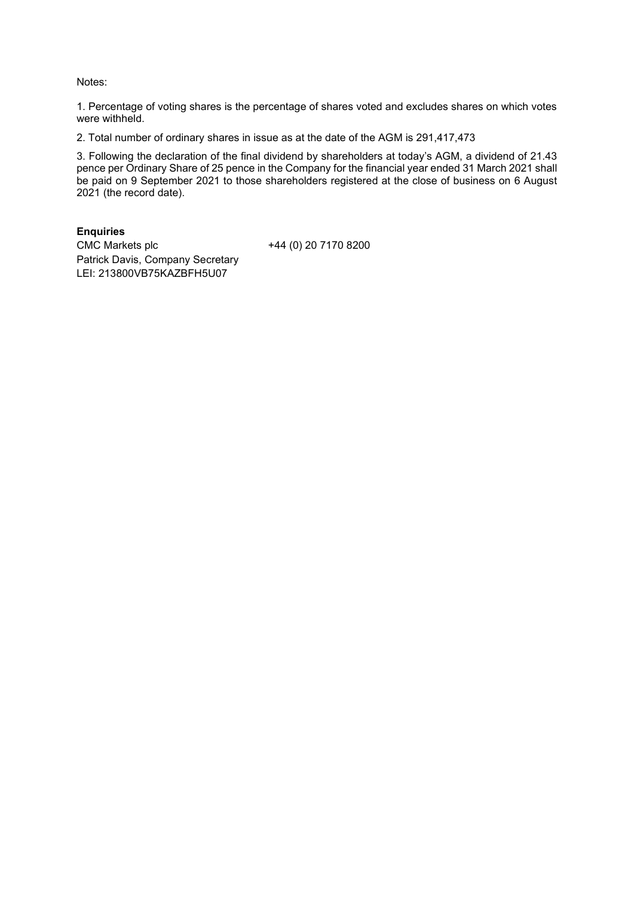Notes:

1. Percentage of voting shares is the percentage of shares voted and excludes shares on which votes were withheld.

2. Total number of ordinary shares in issue as at the date of the AGM is 291,417,473

3. Following the declaration of the final dividend by shareholders at today's AGM, a dividend of 21.43 pence per Ordinary Share of 25 pence in the Company for the financial year ended 31 March 2021 shall be paid on 9 September 2021 to those shareholders registered at the close of business on 6 August 2021 (the record date).

**Enquiries**

CMC Markets plc +44 (0) 20 7170 8200

Patrick Davis, Company Secretary

LEI: 213800VB75KAZBFH5U07